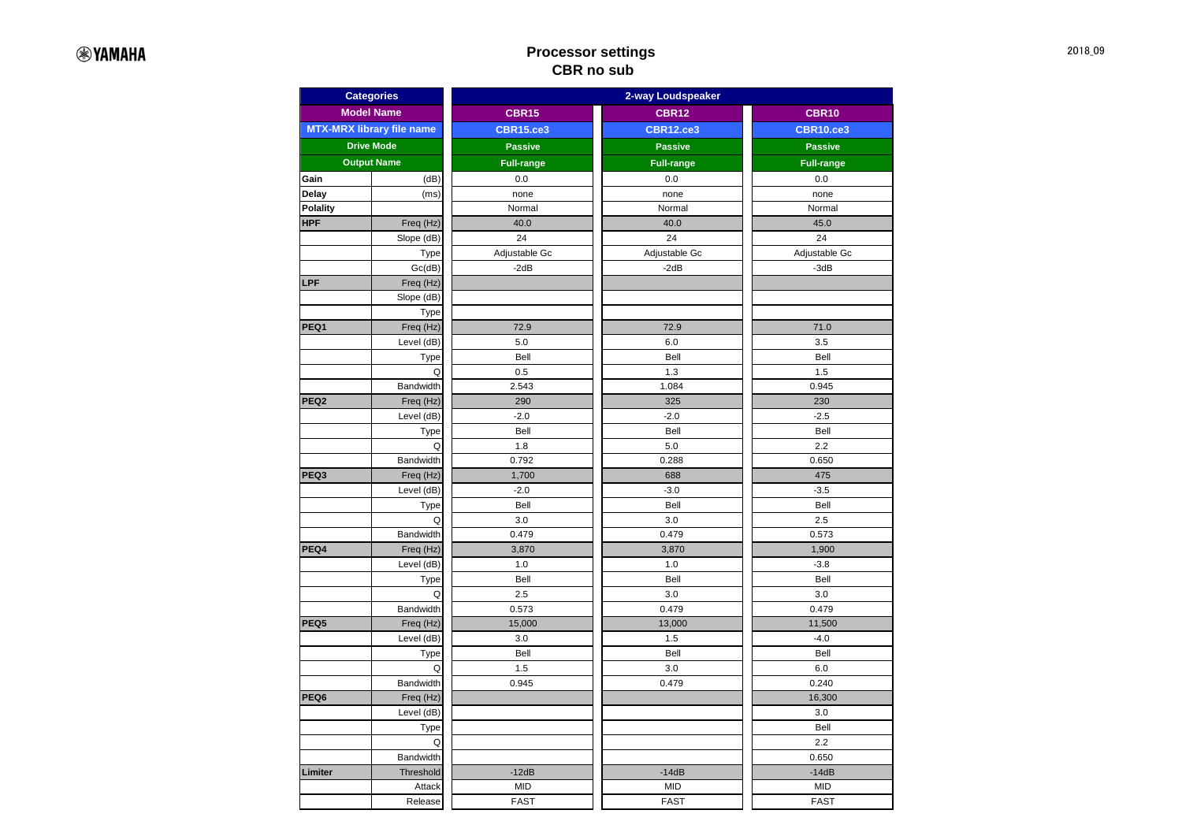# Processor settings
## CBR no sub

| Categories | | 2-way Loudspeaker | | |
|---|---|---|---|---|
| Model Name | | CBR15 | CBR12 | CBR10 |
| MTX-MRX library file name | | CBR15.ce3 | CBR12.ce3 | CBR10.ce3 |
| Drive Mode | | Passive | Passive | Passive |
| Output Name | | Full-range | Full-range | Full-range |
| Gain | (dB) | 0.0 | 0.0 | 0.0 |
| Delay | (ms) | none | none | none |
| Polality | | Normal | Normal | Normal |
| HPF | Freq (Hz) | 40.0 | 40.0 | 45.0 |
| | Slope (dB) | 24 | 24 | 24 |
| | Type | Adjustable Gc | Adjustable Gc | Adjustable Gc |
| | Gc(dB) | -2dB | -2dB | -3dB |
| LPF | Freq (Hz) | | | |
| | Slope (dB) | | | |
| | Type | | | |
| PEQ1 | Freq (Hz) | 72.9 | 72.9 | 71.0 |
| | Level (dB) | 5.0 | 6.0 | 3.5 |
| | Type | Bell | Bell | Bell |
| | Q | 0.5 | 1.3 | 1.5 |
| | Bandwidth | 2.543 | 1.084 | 0.945 |
| PEQ2 | Freq (Hz) | 290 | 325 | 230 |
| | Level (dB) | -2.0 | -2.0 | -2.5 |
| | Type | Bell | Bell | Bell |
| | Q | 1.8 | 5.0 | 2.2 |
| | Bandwidth | 0.792 | 0.288 | 0.650 |
| PEQ3 | Freq (Hz) | 1,700 | 688 | 475 |
| | Level (dB) | -2.0 | -3.0 | -3.5 |
| | Type | Bell | Bell | Bell |
| | Q | 3.0 | 3.0 | 2.5 |
| | Bandwidth | 0.479 | 0.479 | 0.573 |
| PEQ4 | Freq (Hz) | 3,870 | 3,870 | 1,900 |
| | Level (dB) | 1.0 | 1.0 | -3.8 |
| | Type | Bell | Bell | Bell |
| | Q | 2.5 | 3.0 | 3.0 |
| | Bandwidth | 0.573 | 0.479 | 0.479 |
| PEQ5 | Freq (Hz) | 15,000 | 13,000 | 11,500 |
| | Level (dB) | 3.0 | 1.5 | -4.0 |
| | Type | Bell | Bell | Bell |
| | Q | 1.5 | 3.0 | 6.0 |
| | Bandwidth | 0.945 | 0.479 | 0.240 |
| PEQ6 | Freq (Hz) | | | 16,300 |
| | Level (dB) | | | 3.0 |
| | Type | | | Bell |
| | Q | | | 2.2 |
| | Bandwidth | | | 0.650 |
| Limiter | Threshold | -12dB | -14dB | -14dB |
| | Attack | MID | MID | MID |
| | Release | FAST | FAST | FAST |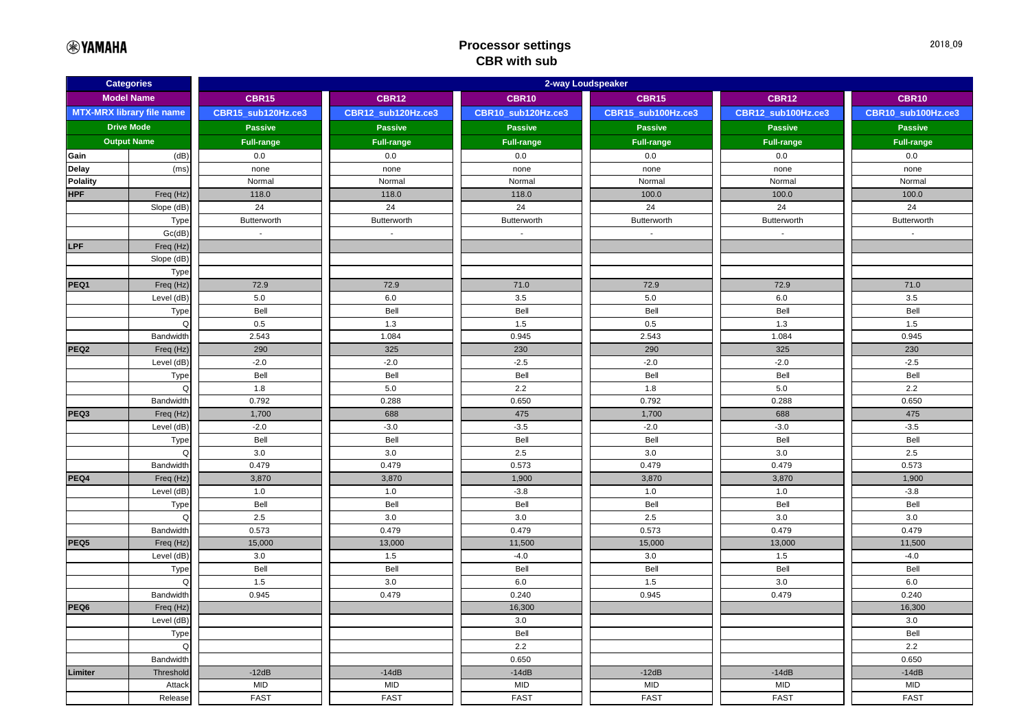# Processor settings
# CBR with sub

2018_09

| Categories | | 2-way Loudspeaker | | | | | |
|---|---|---|---|---|---|---|---|
| Model Name | | CBR15 | CBR12 | CBR10 | CBR15 | CBR12 | CBR10 |
| MTX-MRX library file name | | CBR15_sub120Hz.ce3 | CBR12_sub120Hz.ce3 | CBR10_sub120Hz.ce3 | CBR15_sub100Hz.ce3 | CBR12_sub100Hz.ce3 | CBR10_sub100Hz.ce3 |
| Drive Mode | | Passive | Passive | Passive | Passive | Passive | Passive |
| Output Name | | Full-range | Full-range | Full-range | Full-range | Full-range | Full-range |
| Gain | (dB) | 0.0 | 0.0 | 0.0 | 0.0 | 0.0 | 0.0 |
| Delay | (ms) | none | none | none | none | none | none |
| Polality | | Normal | Normal | Normal | Normal | Normal | Normal |
| HPF | Freq (Hz) | 118.0 | 118.0 | 118.0 | 100.0 | 100.0 | 100.0 |
| | Slope (dB) | 24 | 24 | 24 | 24 | 24 | 24 |
| | Type | Butterworth | Butterworth | Butterworth | Butterworth | Butterworth | Butterworth |
| | Gc(dB) | - | - | - | - | - | - |
| LPF | Freq (Hz) | | | | | | |
| | Slope (dB) | | | | | | |
| | Type | | | | | | |
| PEQ1 | Freq (Hz) | 72.9 | 72.9 | 71.0 | 72.9 | 72.9 | 71.0 |
| | Level (dB) | 5.0 | 6.0 | 3.5 | 5.0 | 6.0 | 3.5 |
| | Type | Bell | Bell | Bell | Bell | Bell | Bell |
| | Q | 0.5 | 1.3 | 1.5 | 0.5 | 1.3 | 1.5 |
| | Bandwidth | 2.543 | 1.084 | 0.945 | 2.543 | 1.084 | 0.945 |
| PEQ2 | Freq (Hz) | 290 | 325 | 230 | 290 | 325 | 230 |
| | Level (dB) | -2.0 | -2.0 | -2.5 | -2.0 | -2.0 | -2.5 |
| | Type | Bell | Bell | Bell | Bell | Bell | Bell |
| | Q | 1.8 | 5.0 | 2.2 | 1.8 | 5.0 | 2.2 |
| | Bandwidth | 0.792 | 0.288 | 0.650 | 0.792 | 0.288 | 0.650 |
| PEQ3 | Freq (Hz) | 1,700 | 688 | 475 | 1,700 | 688 | 475 |
| | Level (dB) | -2.0 | -3.0 | -3.5 | -2.0 | -3.0 | -3.5 |
| | Type | Bell | Bell | Bell | Bell | Bell | Bell |
| | Q | 3.0 | 3.0 | 2.5 | 3.0 | 3.0 | 2.5 |
| | Bandwidth | 0.479 | 0.479 | 0.573 | 0.479 | 0.479 | 0.573 |
| PEQ4 | Freq (Hz) | 3,870 | 3,870 | 1,900 | 3,870 | 3,870 | 1,900 |
| | Level (dB) | 1.0 | 1.0 | -3.8 | 1.0 | 1.0 | -3.8 |
| | Type | Bell | Bell | Bell | Bell | Bell | Bell |
| | Q | 2.5 | 3.0 | 3.0 | 2.5 | 3.0 | 3.0 |
| | Bandwidth | 0.573 | 0.479 | 0.479 | 0.573 | 0.479 | 0.479 |
| PEQ5 | Freq (Hz) | 15,000 | 13,000 | 11,500 | 15,000 | 13,000 | 11,500 |
| | Level (dB) | 3.0 | 1.5 | -4.0 | 3.0 | 1.5 | -4.0 |
| | Type | Bell | Bell | Bell | Bell | Bell | Bell |
| | Q | 1.5 | 3.0 | 6.0 | 1.5 | 3.0 | 6.0 |
| | Bandwidth | 0.945 | 0.479 | 0.240 | 0.945 | 0.479 | 0.240 |
| PEQ6 | Freq (Hz) | | | 16,300 | | | 16,300 |
| | Level (dB) | | | 3.0 | | | 3.0 |
| | Type | | | Bell | | | Bell |
| | Q | | | 2.2 | | | 2.2 |
| | Bandwidth | | | 0.650 | | | 0.650 |
| Limiter | Threshold | -12dB | -14dB | -14dB | -12dB | -14dB | -14dB |
| | Attack | MID | MID | MID | MID | MID | MID |
| | Release | FAST | FAST | FAST | FAST | FAST | FAST |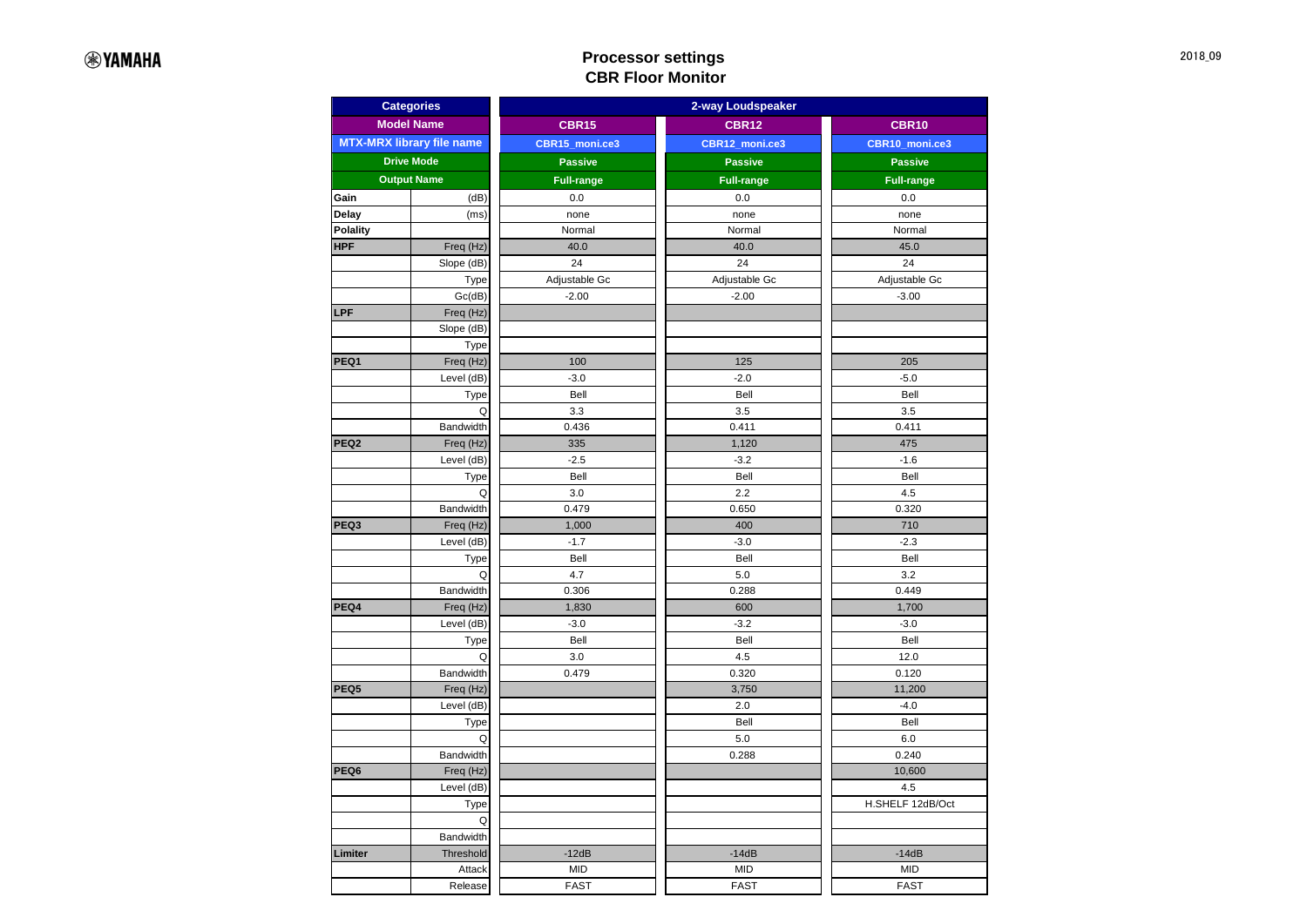YAMAHA

2018_09

# Processor settings
## CBR Floor Monitor

| Categories | | 2-way Loudspeaker | | |
|---|---|---|---|---|
| Model Name | | CBR15 | CBR12 | CBR10 |
| MTX-MRX library file name | | CBR15_moni.ce3 | CBR12_moni.ce3 | CBR10_moni.ce3 |
| Drive Mode | | Passive | Passive | Passive |
| Output Name | | Full-range | Full-range | Full-range |
| Gain | (dB) | 0.0 | 0.0 | 0.0 |
| Delay | (ms) | none | none | none |
| Polality | | Normal | Normal | Normal |
| HPF | Freq (Hz) | 40.0 | 40.0 | 45.0 |
| | Slope (dB) | 24 | 24 | 24 |
| | Type | Adjustable Gc | Adjustable Gc | Adjustable Gc |
| | Gc(dB) | -2.00 | -2.00 | -3.00 |
| LPF | Freq (Hz) | | | |
| | Slope (dB) | | | |
| | Type | | | |
| PEQ1 | Freq (Hz) | 100 | 125 | 205 |
| | Level (dB) | -3.0 | -2.0 | -5.0 |
| | Type | Bell | Bell | Bell |
| | Q | 3.3 | 3.5 | 3.5 |
| | Bandwidth | 0.436 | 0.411 | 0.411 |
| PEQ2 | Freq (Hz) | 335 | 1,120 | 475 |
| | Level (dB) | -2.5 | -3.2 | -1.6 |
| | Type | Bell | Bell | Bell |
| | Q | 3.0 | 2.2 | 4.5 |
| | Bandwidth | 0.479 | 0.650 | 0.320 |
| PEQ3 | Freq (Hz) | 1,000 | 400 | 710 |
| | Level (dB) | -1.7 | -3.0 | -2.3 |
| | Type | Bell | Bell | Bell |
| | Q | 4.7 | 5.0 | 3.2 |
| | Bandwidth | 0.306 | 0.288 | 0.449 |
| PEQ4 | Freq (Hz) | 1,830 | 600 | 1,700 |
| | Level (dB) | -3.0 | -3.2 | -3.0 |
| | Type | Bell | Bell | Bell |
| | Q | 3.0 | 4.5 | 12.0 |
| | Bandwidth | 0.479 | 0.320 | 0.120 |
| PEQ5 | Freq (Hz) | | 3,750 | 11,200 |
| | Level (dB) | | 2.0 | -4.0 |
| | Type | | Bell | Bell |
| | Q | | 5.0 | 6.0 |
| | Bandwidth | | 0.288 | 0.240 |
| PEQ6 | Freq (Hz) | | | 10,600 |
| | Level (dB) | | | 4.5 |
| | Type | | | H.SHELF 12dB/Oct |
| | Q | | | |
| | Bandwidth | | | |
| Limiter | Threshold | -12dB | -14dB | -14dB |
| | Attack | MID | MID | MID |
| | Release | FAST | FAST | FAST |